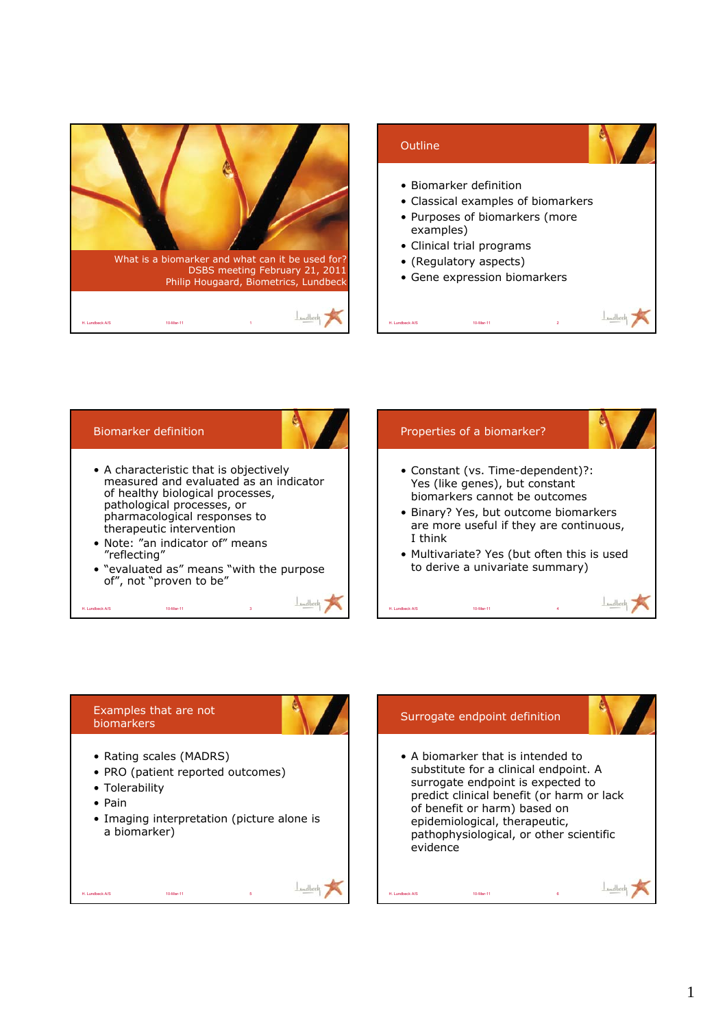What is a biomarker and what can it be used for?
DSBS meeting February 21, 2011
Philip Hougaard, Biometrics, Lundbeck

## Outline

- Biomarker definition
- Classical examples of biomarkers
- Purposes of biomarkers (more examples)
- Clinical trial programs
- (Regulatory aspects)
- Gene expression biomarkers

## Biomarker definition

- A characteristic that is objectively measured and evaluated as an indicator of healthy biological processes, pathological processes, or pharmacological responses to therapeutic intervention
- Note: ”an indicator of” means ”reflecting”
- “evaluated as” means “with the purpose of”, not “proven to be”

## Properties of a biomarker?

- Constant (vs. Time-dependent)?: Yes (like genes), but constant biomarkers cannot be outcomes
- Binary? Yes, but outcome biomarkers are more useful if they are continuous, I think
- Multivariate? Yes (but often this is used to derive a univariate summary)

## Examples that are not biomarkers

- Rating scales (MADRS)
- PRO (patient reported outcomes)
- Tolerability
- Pain
- Imaging interpretation (picture alone is a biomarker)

## Surrogate endpoint definition

- A biomarker that is intended to substitute for a clinical endpoint. A surrogate endpoint is expected to predict clinical benefit (or harm or lack of benefit or harm) based on epidemiological, therapeutic, pathophysiological, or other scientific evidence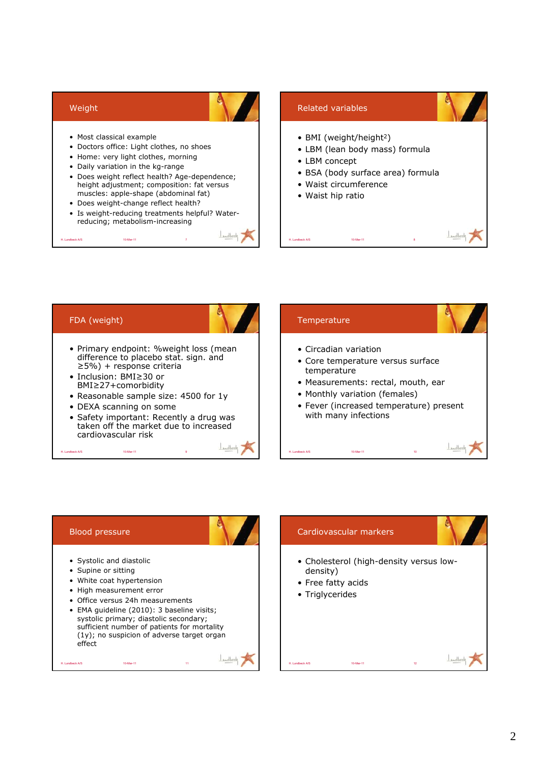## Weight

- Most classical example
- Doctors office: Light clothes, no shoes
- Home: very light clothes, morning
- Daily variation in the kg-range
- Does weight reflect health? Age-dependence; height adjustment; composition: fat versus muscles: apple-shape (abdominal fat)
- Does weight-change reflect health?
- Is weight-reducing treatments helpful? Water-reducing; metabolism-increasing

## Related variables

- BMI (weight/height$^2$)
- LBM (lean body mass) formula
- LBM concept
- BSA (body surface area) formula
- Waist circumference
- Waist hip ratio

## FDA (weight)

- Primary endpoint: %weight loss (mean difference to placebo stat. sign. and ≥5%) + response criteria
- Inclusion: BMI≥30 or BMI≥27+comorbidity
- Reasonable sample size: 4500 for 1y
- DEXA scanning on some
- Safety important: Recently a drug was taken off the market due to increased cardiovascular risk

## Temperature

- Circadian variation
- Core temperature versus surface temperature
- Measurements: rectal, mouth, ear
- Monthly variation (females)
- Fever (increased temperature) present with many infections

## Blood pressure

- Systolic and diastolic
- Supine or sitting
- White coat hypertension
- High measurement error
- Office versus 24h measurements
- EMA guideline (2010): 3 baseline visits; systolic primary; diastolic secondary; sufficient number of patients for mortality (1y); no suspicion of adverse target organ effect

## Cardiovascular markers

- Cholesterol (high-density versus low-density)
- Free fatty acids
- Triglycerides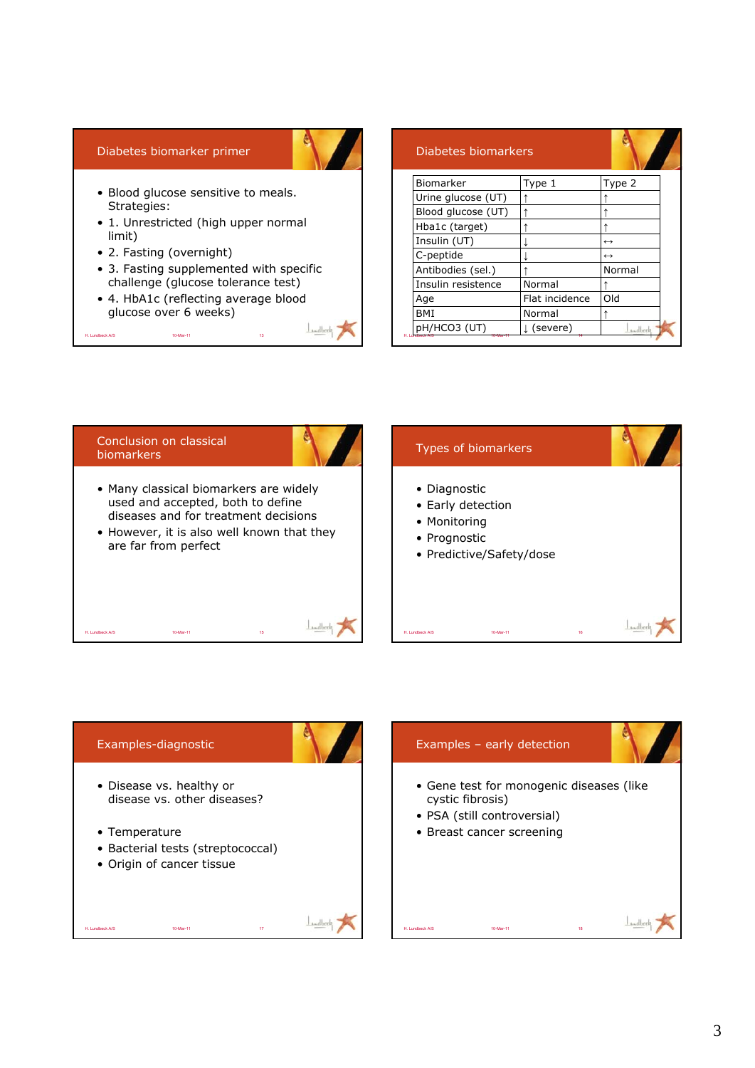## Diabetes biomarker primer

- Blood glucose sensitive to meals. Strategies:
- 1. Unrestricted (high upper normal limit)
- 2. Fasting (overnight)
- 3. Fasting supplemented with specific challenge (glucose tolerance test)
- 4. HbA1c (reflecting average blood glucose over 6 weeks)

## Diabetes biomarkers

| Biomarker | Type 1 | Type 2 |
|---|---|---|
| Urine glucose (UT) | ↑ | ↑ |
| Blood glucose (UT) | ↑ | ↑ |
| Hba1c (target) | ↑ | ↑ |
| Insulin (UT) | ↓ | ↔ |
| C-peptide | ↓ | ↔ |
| Antibodies (sel.) | ↑ | Normal |
| Insulin resistence | Normal | ↑ |
| Age | Flat incidence | Old |
| BMI | Normal | ↑ |
| pH/HCO3 (UT) | ↓ (severe) | |

## Conclusion on classical biomarkers

- Many classical biomarkers are widely used and accepted, both to define diseases and for treatment decisions
- However, it is also well known that they are far from perfect

## Types of biomarkers

- Diagnostic
- Early detection
- Monitoring
- Prognostic
- Predictive/Safety/dose

## Examples-diagnostic

- Disease vs. healthy or disease vs. other diseases?
- Temperature
- Bacterial tests (streptococcal)
- Origin of cancer tissue

## Examples – early detection

- Gene test for monogenic diseases (like cystic fibrosis)
- PSA (still controversial)
- Breast cancer screening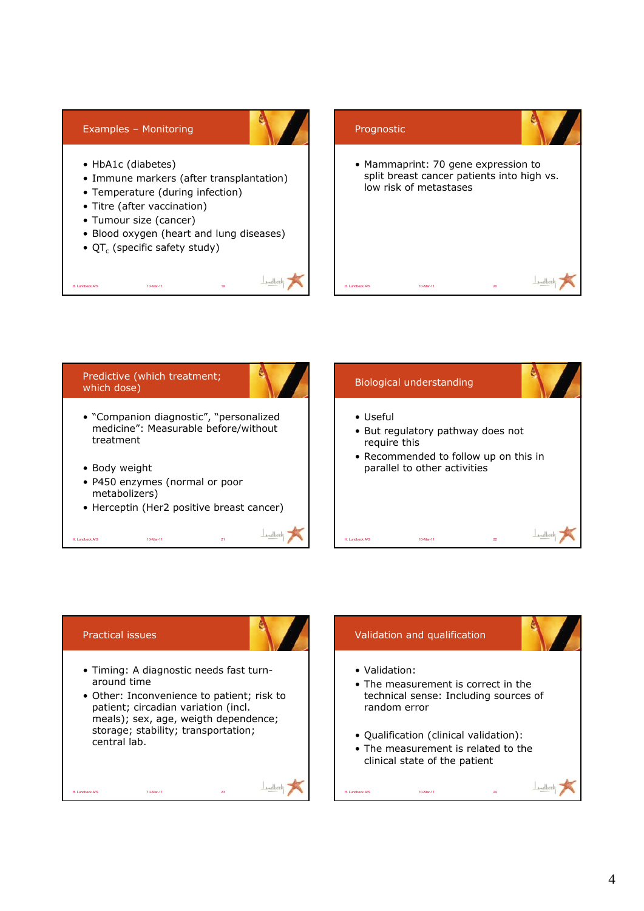## Examples – Monitoring

- HbA1c (diabetes)
- Immune markers (after transplantation)
- Temperature (during infection)
- Titre (after vaccination)
- Tumour size (cancer)
- Blood oxygen (heart and lung diseases)
- $QT_c$ (specific safety study)

## Prognostic

- Mammaprint: 70 gene expression to split breast cancer patients into high vs. low risk of metastases

## Predictive (which treatment; which dose)

- "Companion diagnostic", "personalized medicine": Measurable before/without treatment
- Body weight
- P450 enzymes (normal or poor metabolizers)
- Herceptin (Her2 positive breast cancer)

## Biological understanding

- Useful
- But regulatory pathway does not require this
- Recommended to follow up on this in parallel to other activities

## Practical issues

- Timing: A diagnostic needs fast turn-around time
- Other: Inconvenience to patient; risk to patient; circadian variation (incl. meals); sex, age, weigth dependence; storage; stability; transportation; central lab.

## Validation and qualification

- Validation:
- The measurement is correct in the technical sense: Including sources of random error
- Qualification (clinical validation):
- The measurement is related to the clinical state of the patient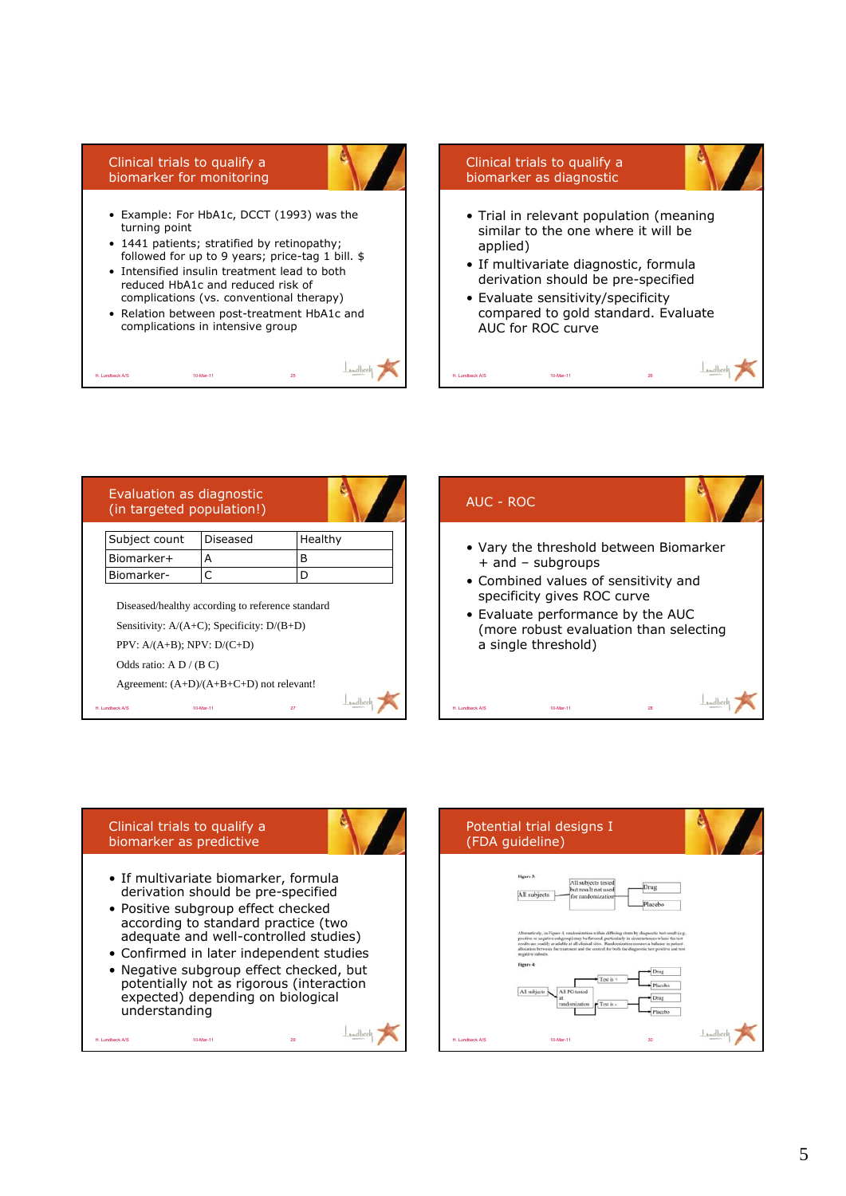## Clinical trials to qualify a biomarker for monitoring

- Example: For HbA1c, DCCT (1993) was the turning point
- 1441 patients; stratified by retinopathy; followed for up to 9 years; price-tag 1 bill. $
- Intensified insulin treatment lead to both reduced HbA1c and reduced risk of complications (vs. conventional therapy)
- Relation between post-treatment HbA1c and complications in intensive group

## Clinical trials to qualify a biomarker as diagnostic

- Trial in relevant population (meaning similar to the one where it will be applied)
- If multivariate diagnostic, formula derivation should be pre-specified
- Evaluate sensitivity/specificity compared to gold standard. Evaluate AUC for ROC curve

## Evaluation as diagnostic (in targeted population!)

| Subject count | Diseased | Healthy |
| --- | --- | --- |
| Biomarker+ | A | B |
| Biomarker- | C | D |

Diseased/healthy according to reference standard

Sensitivity: A/(A+C); Specificity: D/(B+D)

PPV: A/(A+B); NPV: D/(C+D)

Odds ratio: A D / (B C)

Agreement: (A+D)/(A+B+C+D) not relevant!

## AUC - ROC

- Vary the threshold between Biomarker + and – subgroups
- Combined values of sensitivity and specificity gives ROC curve
- Evaluate performance by the AUC (more robust evaluation than selecting a single threshold)

## Clinical trials to qualify a biomarker as predictive

- If multivariate biomarker, formula derivation should be pre-specified
- Positive subgroup effect checked according to standard practice (two adequate and well-controlled studies)
- Confirmed in later independent studies
- Negative subgroup effect checked, but potentially not as rigorous (interaction expected) depending on biological understanding

## Potential trial designs I (FDA guideline)

Figure 3:

All subjects → All subjects tested but result not used for randomization → Drug / Placebo

Alternatively, in Figure 4, randomization within differing strata by diagnostic test result (e.g., positive or negative subgroup) may be favored, particularly in circumstances where the test results are readily available at all clinical sites. Randomization ensures a balance in patient allocation between the treatment and the control for both the diagnostic test positive and test negative subsets.

Figure 4:

All subjects → All PG tested at randomization → Test is + → Drug / Placebo; Test is – → Drug / Placebo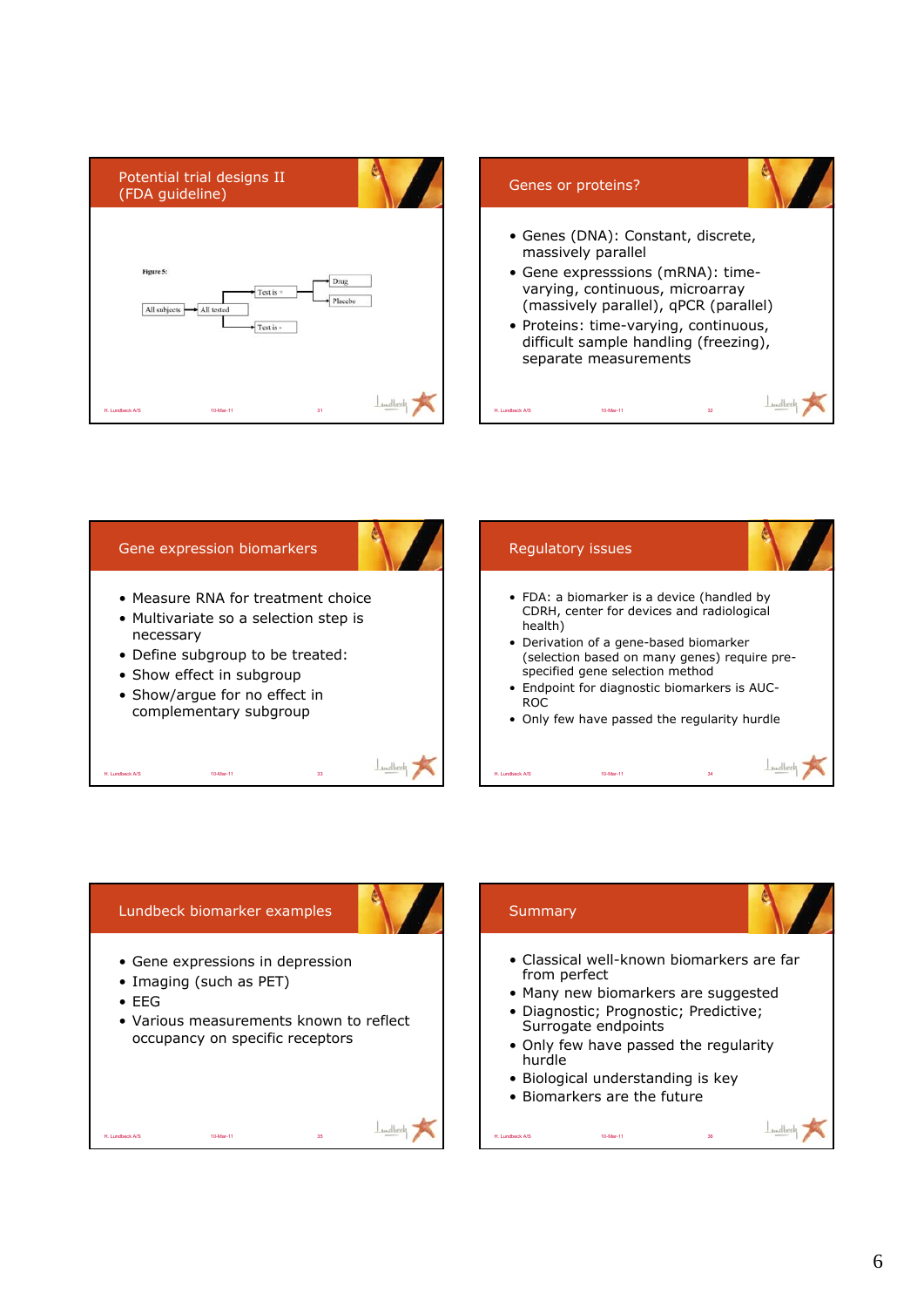## Potential trial designs II (FDA guideline)

Figure 5:

All subjects → All tested → Test is + → Drug / Placebo

All tested → Test is -

## Genes or proteins?

- Genes (DNA): Constant, discrete, massively parallel
- Gene expresssions (mRNA): time-varying, continuous, microarray (massively parallel), qPCR (parallel)
- Proteins: time-varying, continuous, difficult sample handling (freezing), separate measurements

## Gene expression biomarkers

- Measure RNA for treatment choice
- Multivariate so a selection step is necessary
- Define subgroup to be treated:
- Show effect in subgroup
- Show/argue for no effect in complementary subgroup

## Regulatory issues

- FDA: a biomarker is a device (handled by CDRH, center for devices and radiological health)
- Derivation of a gene-based biomarker (selection based on many genes) require pre-specified gene selection method
- Endpoint for diagnostic biomarkers is AUC-ROC
- Only few have passed the regularity hurdle

## Lundbeck biomarker examples

- Gene expressions in depression
- Imaging (such as PET)
- EEG
- Various measurements known to reflect occupancy on specific receptors

## Summary

- Classical well-known biomarkers are far from perfect
- Many new biomarkers are suggested
- Diagnostic; Prognostic; Predictive; Surrogate endpoints
- Only few have passed the regularity hurdle
- Biological understanding is key
- Biomarkers are the future